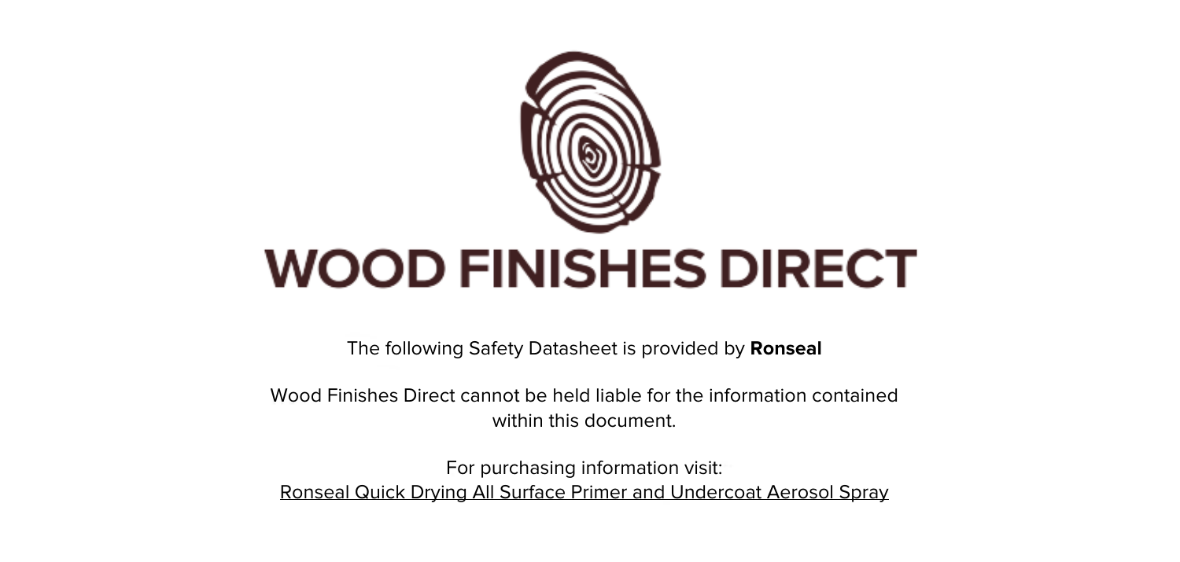# WOOD FINISHES DIRECT

The following Safety Datasheet is provided by **Ronseal**

Wood Finishes Direct cannot be held liable for the information contained within this document.

For purchasing information visit:
Ronseal Quick Drying All Surface Primer and Undercoat Aerosol Spray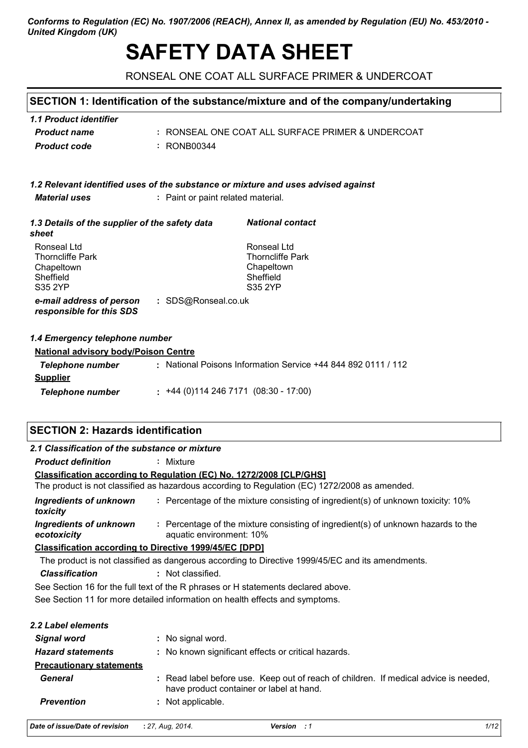*Conforms to Regulation (EC) No. 1907/2006 (REACH), Annex II, as amended by Regulation (EU) No. 453/2010 - United Kingdom (UK)*

# SAFETY DATA SHEET

RONSEAL ONE COAT ALL SURFACE PRIMER & UNDERCOAT

## SECTION 1: Identification of the substance/mixture and of the company/undertaking

### *1.1 Product identifier*

***Product name*** : RONSEAL ONE COAT ALL SURFACE PRIMER & UNDERCOAT

***Product code*** : RONB00344

### *1.2 Relevant identified uses of the substance or mixture and uses advised against*

***Material uses*** : Paint or paint related material.

### *1.3 Details of the supplier of the safety data sheet*

Ronseal Ltd
Thorncliffe Park
Chapeltown
Sheffield
S35 2YP

***National contact***

Ronseal Ltd
Thorncliffe Park
Chapeltown
Sheffield
S35 2YP

***e-mail address of person responsible for this SDS*** : SDS@Ronseal.co.uk

### *1.4 Emergency telephone number*

**National advisory body/Poison Centre**

***Telephone number*** : National Poisons Information Service +44 844 892 0111 / 112

**Supplier**

***Telephone number*** : +44 (0)114 246 7171 (08:30 - 17:00)

## SECTION 2: Hazards identification

### *2.1 Classification of the substance or mixture*

***Product definition*** : Mixture

**Classification according to Regulation (EC) No. 1272/2008 [CLP/GHS]**

The product is not classified as hazardous according to Regulation (EC) 1272/2008 as amended.

***Ingredients of unknown toxicity*** : Percentage of the mixture consisting of ingredient(s) of unknown toxicity: 10%

***Ingredients of unknown ecotoxicity*** : Percentage of the mixture consisting of ingredient(s) of unknown hazards to the aquatic environment: 10%

**Classification according to Directive 1999/45/EC [DPD]**

The product is not classified as dangerous according to Directive 1999/45/EC and its amendments.

***Classification*** : Not classified.

See Section 16 for the full text of the R phrases or H statements declared above.

See Section 11 for more detailed information on health effects and symptoms.

### *2.2 Label elements*

***Signal word*** : No signal word.

***Hazard statements*** : No known significant effects or critical hazards.

**Precautionary statements**

***General*** : Read label before use. Keep out of reach of children. If medical advice is needed, have product container or label at hand.

***Prevention*** : Not applicable.

*Date of issue/Date of revision* : *27, Aug, 2014.* *Version* : *1*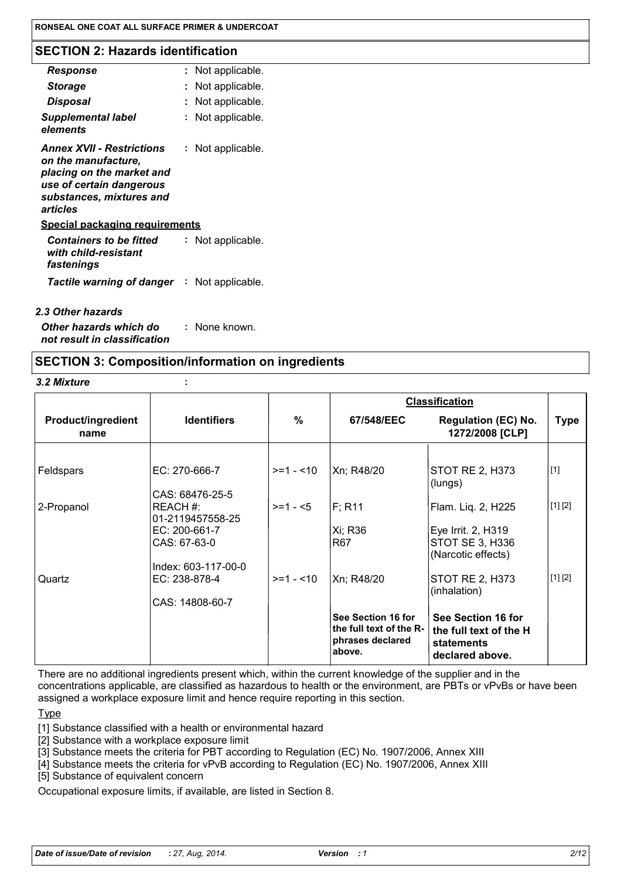## SECTION 2: Hazards identification

| | |
|---|---|
| ***Response*** | : Not applicable. |
| ***Storage*** | : Not applicable. |
| ***Disposal*** | : Not applicable. |
| ***Supplemental label elements*** | : Not applicable. |
| ***Annex XVII - Restrictions on the manufacture, placing on the market and use of certain dangerous substances, mixtures and articles*** | : Not applicable. |

**Special packaging requirements**

| | |
|---|---|
| ***Containers to be fitted with child-resistant fastenings*** | : Not applicable. |
| ***Tactile warning of danger*** | : Not applicable. |

### *2.3 Other hazards*

| | |
|---|---|
| ***Other hazards which do not result in classification*** | : None known. |

## SECTION 3: Composition/information on ingredients

***3.2 Mixture*** :

| Product/ingredient name | Identifiers | % | Classification | | Type |
|---|---|---|---|---|---|
| | | | 67/548/EEC | Regulation (EC) No. 1272/2008 [CLP] | |
| Feldspars | EC: 270-666-7<br>CAS: 68476-25-5 | >=1 - <10 | Xn; R48/20 | STOT RE 2, H373 (lungs) | [1] |
| 2-Propanol | REACH #: 01-2119457558-25<br>EC: 200-661-7<br>CAS: 67-63-0<br>Index: 603-117-00-0 | >=1 - <5 | F; R11<br>Xi; R36<br>R67 | Flam. Liq. 2, H225<br>Eye Irrit. 2, H319<br>STOT SE 3, H336 (Narcotic effects) | [1] [2] |
| Quartz | EC: 238-878-4<br>CAS: 14808-60-7 | >=1 - <10 | Xn; R48/20 | STOT RE 2, H373 (inhalation) | [1] [2] |
| | | | **See Section 16 for the full text of the R-phrases declared above.** | **See Section 16 for the full text of the H statements declared above.** | |

There are no additional ingredients present which, within the current knowledge of the supplier and in the concentrations applicable, are classified as hazardous to health or the environment, are PBTs or vPvBs or have been assigned a workplace exposure limit and hence require reporting in this section.

Type

[1] Substance classified with a health or environmental hazard

[2] Substance with a workplace exposure limit

[3] Substance meets the criteria for PBT according to Regulation (EC) No. 1907/2006, Annex XIII

[4] Substance meets the criteria for vPvB according to Regulation (EC) No. 1907/2006, Annex XIII

[5] Substance of equivalent concern

Occupational exposure limits, if available, are listed in Section 8.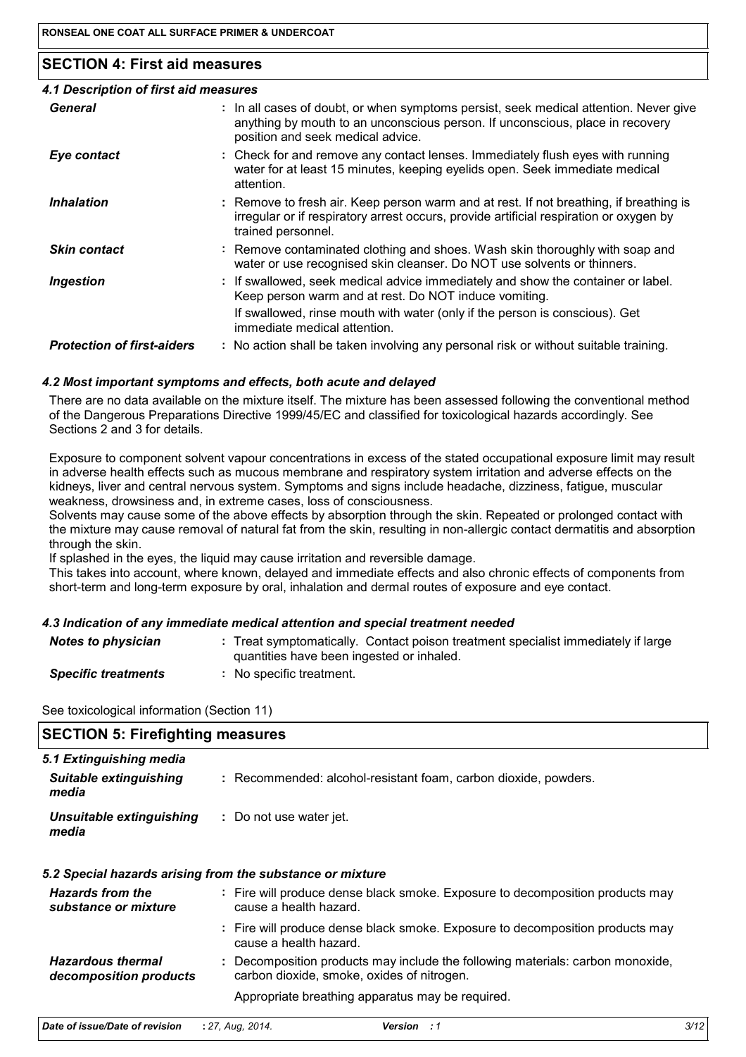## SECTION 4: First aid measures

### 4.1 Description of first aid measures

| | |
|---|---|
| ***General*** | : In all cases of doubt, or when symptoms persist, seek medical attention. Never give anything by mouth to an unconscious person. If unconscious, place in recovery position and seek medical advice. |
| ***Eye contact*** | : Check for and remove any contact lenses. Immediately flush eyes with running water for at least 15 minutes, keeping eyelids open. Seek immediate medical attention. |
| ***Inhalation*** | : Remove to fresh air. Keep person warm and at rest. If not breathing, if breathing is irregular or if respiratory arrest occurs, provide artificial respiration or oxygen by trained personnel. |
| ***Skin contact*** | : Remove contaminated clothing and shoes. Wash skin thoroughly with soap and water or use recognised skin cleanser. Do NOT use solvents or thinners. |
| ***Ingestion*** | : If swallowed, seek medical advice immediately and show the container or label. Keep person warm and at rest. Do NOT induce vomiting. If swallowed, rinse mouth with water (only if the person is conscious). Get immediate medical attention. |
| ***Protection of first-aiders*** | : No action shall be taken involving any personal risk or without suitable training. |

### 4.2 Most important symptoms and effects, both acute and delayed

There are no data available on the mixture itself. The mixture has been assessed following the conventional method of the Dangerous Preparations Directive 1999/45/EC and classified for toxicological hazards accordingly. See Sections 2 and 3 for details.

Exposure to component solvent vapour concentrations in excess of the stated occupational exposure limit may result in adverse health effects such as mucous membrane and respiratory system irritation and adverse effects on the kidneys, liver and central nervous system. Symptoms and signs include headache, dizziness, fatigue, muscular weakness, drowsiness and, in extreme cases, loss of consciousness.
Solvents may cause some of the above effects by absorption through the skin. Repeated or prolonged contact with the mixture may cause removal of natural fat from the skin, resulting in non-allergic contact dermatitis and absorption through the skin.
If splashed in the eyes, the liquid may cause irritation and reversible damage.
This takes into account, where known, delayed and immediate effects and also chronic effects of components from short-term and long-term exposure by oral, inhalation and dermal routes of exposure and eye contact.

### 4.3 Indication of any immediate medical attention and special treatment needed

| | |
|---|---|
| ***Notes to physician*** | : Treat symptomatically. Contact poison treatment specialist immediately if large quantities have been ingested or inhaled. |
| ***Specific treatments*** | : No specific treatment. |

See toxicological information (Section 11)

## SECTION 5: Firefighting measures

### 5.1 Extinguishing media

| | |
|---|---|
| ***Suitable extinguishing media*** | : Recommended: alcohol-resistant foam, carbon dioxide, powders. |
| ***Unsuitable extinguishing media*** | : Do not use water jet. |

### 5.2 Special hazards arising from the substance or mixture

| | |
|---|---|
| ***Hazards from the substance or mixture*** | : Fire will produce dense black smoke. Exposure to decomposition products may cause a health hazard. |
| | : Fire will produce dense black smoke. Exposure to decomposition products may cause a health hazard. |
| ***Hazardous thermal decomposition products*** | : Decomposition products may include the following materials: carbon monoxide, carbon dioxide, smoke, oxides of nitrogen. Appropriate breathing apparatus may be required. |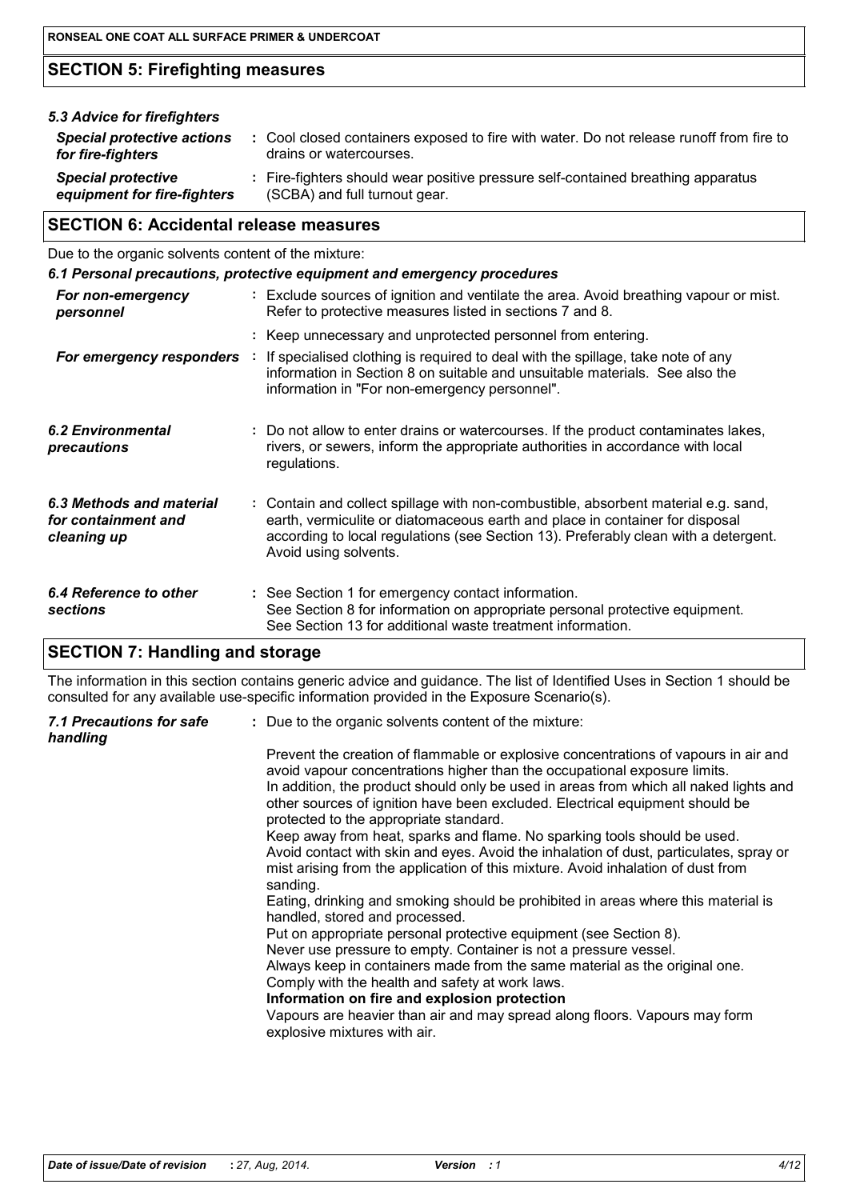## SECTION 5: Firefighting measures

### 5.3 Advice for firefighters

| | |
|---|---|
| ***Special protective actions for fire-fighters*** | : Cool closed containers exposed to fire with water. Do not release runoff from fire to drains or watercourses. |
| ***Special protective equipment for fire-fighters*** | : Fire-fighters should wear positive pressure self-contained breathing apparatus (SCBA) and full turnout gear. |

## SECTION 6: Accidental release measures

Due to the organic solvents content of the mixture:

### 6.1 Personal precautions, protective equipment and emergency procedures

| | |
|---|---|
| ***For non-emergency personnel*** | : Exclude sources of ignition and ventilate the area. Avoid breathing vapour or mist. Refer to protective measures listed in sections 7 and 8. |
| | : Keep unnecessary and unprotected personnel from entering. |
| ***For emergency responders*** | : If specialised clothing is required to deal with the spillage, take note of any information in Section 8 on suitable and unsuitable materials. See also the information in "For non-emergency personnel". |
| ***6.2 Environmental precautions*** | : Do not allow to enter drains or watercourses. If the product contaminates lakes, rivers, or sewers, inform the appropriate authorities in accordance with local regulations. |
| ***6.3 Methods and material for containment and cleaning up*** | : Contain and collect spillage with non-combustible, absorbent material e.g. sand, earth, vermiculite or diatomaceous earth and place in container for disposal according to local regulations (see Section 13). Preferably clean with a detergent. Avoid using solvents. |
| ***6.4 Reference to other sections*** | : See Section 1 for emergency contact information. See Section 8 for information on appropriate personal protective equipment. See Section 13 for additional waste treatment information. |

## SECTION 7: Handling and storage

The information in this section contains generic advice and guidance. The list of Identified Uses in Section 1 should be consulted for any available use-specific information provided in the Exposure Scenario(s).

***7.1 Precautions for safe handling*** : Due to the organic solvents content of the mixture:

Prevent the creation of flammable or explosive concentrations of vapours in air and avoid vapour concentrations higher than the occupational exposure limits.
In addition, the product should only be used in areas from which all naked lights and other sources of ignition have been excluded. Electrical equipment should be protected to the appropriate standard.
Keep away from heat, sparks and flame. No sparking tools should be used.
Avoid contact with skin and eyes. Avoid the inhalation of dust, particulates, spray or mist arising from the application of this mixture. Avoid inhalation of dust from sanding.
Eating, drinking and smoking should be prohibited in areas where this material is handled, stored and processed.
Put on appropriate personal protective equipment (see Section 8).
Never use pressure to empty. Container is not a pressure vessel.
Always keep in containers made from the same material as the original one.
Comply with the health and safety at work laws.

**Information on fire and explosion protection**

Vapours are heavier than air and may spread along floors. Vapours may form explosive mixtures with air.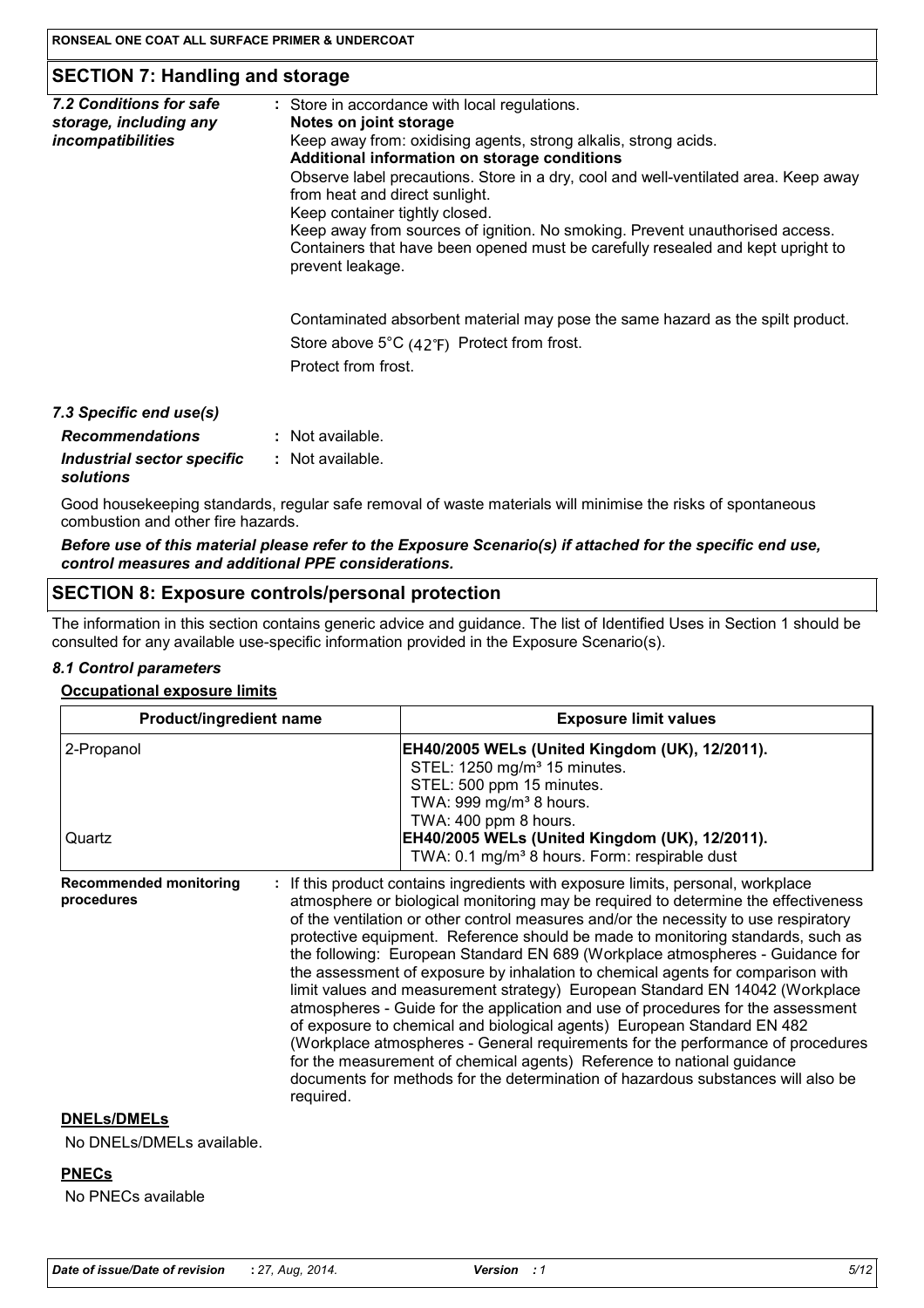## SECTION 7: Handling and storage

| | |
|---|---|
| *7.2 Conditions for safe storage, including any incompatibilities* | : Store in accordance with local regulations.<br>**Notes on joint storage**<br>Keep away from: oxidising agents, strong alkalis, strong acids.<br>**Additional information on storage conditions**<br>Observe label precautions. Store in a dry, cool and well-ventilated area. Keep away from heat and direct sunlight.<br>Keep container tightly closed.<br>Keep away from sources of ignition. No smoking. Prevent unauthorised access.<br>Containers that have been opened must be carefully resealed and kept upright to prevent leakage.<br><br>Contaminated absorbent material may pose the same hazard as the spilt product.<br>Store above 5°C (42°F) Protect from frost.<br>Protect from frost. |

*7.3 Specific end use(s)*

| | |
|---|---|
| ***Recommendations*** | : Not available. |
| ***Industrial sector specific solutions*** | : Not available. |

Good housekeeping standards, regular safe removal of waste materials will minimise the risks of spontaneous combustion and other fire hazards.

***Before use of this material please refer to the Exposure Scenario(s) if attached for the specific end use, control measures and additional PPE considerations.***

## SECTION 8: Exposure controls/personal protection

The information in this section contains generic advice and guidance. The list of Identified Uses in Section 1 should be consulted for any available use-specific information provided in the Exposure Scenario(s).

*8.1 Control parameters*

**Occupational exposure limits**

| Product/ingredient name | Exposure limit values |
|---|---|
| 2-Propanol | **EH40/2005 WELs (United Kingdom (UK), 12/2011).**<br>STEL: 1250 mg/m³ 15 minutes.<br>STEL: 500 ppm 15 minutes.<br>TWA: 999 mg/m³ 8 hours.<br>TWA: 400 ppm 8 hours. |
| Quartz | **EH40/2005 WELs (United Kingdom (UK), 12/2011).**<br>TWA: 0.1 mg/m³ 8 hours. Form: respirable dust |

| | |
|---|---|
| **Recommended monitoring procedures** | : If this product contains ingredients with exposure limits, personal, workplace atmosphere or biological monitoring may be required to determine the effectiveness of the ventilation or other control measures and/or the necessity to use respiratory protective equipment. Reference should be made to monitoring standards, such as the following: European Standard EN 689 (Workplace atmospheres - Guidance for the assessment of exposure by inhalation to chemical agents for comparison with limit values and measurement strategy) European Standard EN 14042 (Workplace atmospheres - Guide for the application and use of procedures for the assessment of exposure to chemical and biological agents) European Standard EN 482 (Workplace atmospheres - General requirements for the performance of procedures for the measurement of chemical agents) Reference to national guidance documents for methods for the determination of hazardous substances will also be required. |

**DNELs/DMELs**

No DNELs/DMELs available.

**PNECs**

No PNECs available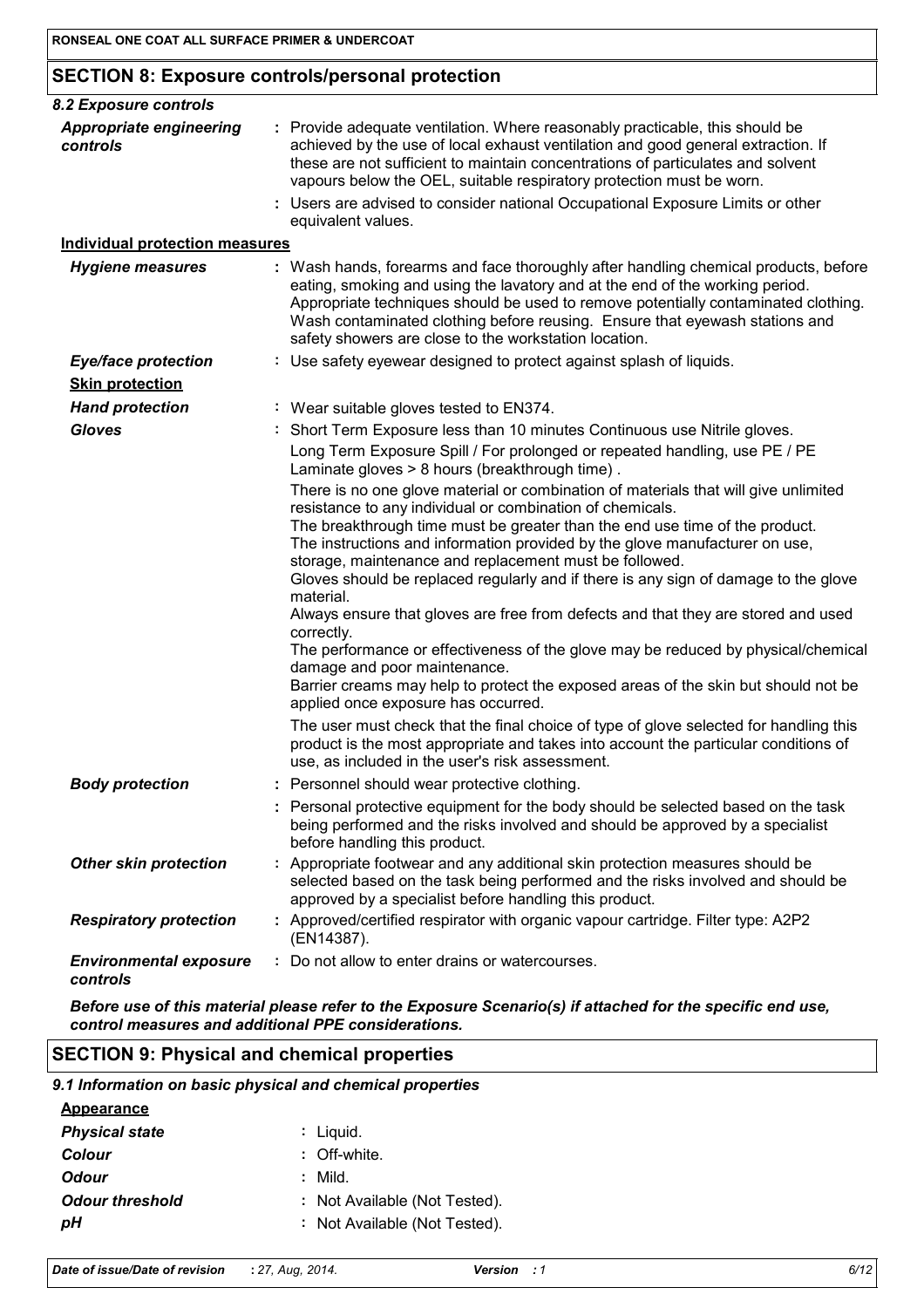## SECTION 8: Exposure controls/personal protection

### 8.2 Exposure controls

| | |
|---|---|
| ***Appropriate engineering controls*** | : Provide adequate ventilation. Where reasonably practicable, this should be achieved by the use of local exhaust ventilation and good general extraction. If these are not sufficient to maintain concentrations of particulates and solvent vapours below the OEL, suitable respiratory protection must be worn. |
| | : Users are advised to consider national Occupational Exposure Limits or other equivalent values. |

**Individual protection measures**

| | |
|---|---|
| ***Hygiene measures*** | : Wash hands, forearms and face thoroughly after handling chemical products, before eating, smoking and using the lavatory and at the end of the working period. Appropriate techniques should be used to remove potentially contaminated clothing. Wash contaminated clothing before reusing. Ensure that eyewash stations and safety showers are close to the workstation location. |
| ***Eye/face protection*** | : Use safety eyewear designed to protect against splash of liquids. |
| **Skin protection** | |
| ***Hand protection*** | : Wear suitable gloves tested to EN374. |
| ***Gloves*** | : Short Term Exposure less than 10 minutes Continuous use Nitrile gloves. Long Term Exposure Spill / For prolonged or repeated handling, use PE / PE Laminate gloves > 8 hours (breakthrough time) . There is no one glove material or combination of materials that will give unlimited resistance to any individual or combination of chemicals. The breakthrough time must be greater than the end use time of the product. The instructions and information provided by the glove manufacturer on use, storage, maintenance and replacement must be followed. Gloves should be replaced regularly and if there is any sign of damage to the glove material. Always ensure that gloves are free from defects and that they are stored and used correctly. The performance or effectiveness of the glove may be reduced by physical/chemical damage and poor maintenance. Barrier creams may help to protect the exposed areas of the skin but should not be applied once exposure has occurred. The user must check that the final choice of type of glove selected for handling this product is the most appropriate and takes into account the particular conditions of use, as included in the user's risk assessment. |
| ***Body protection*** | : Personnel should wear protective clothing. |
| | : Personal protective equipment for the body should be selected based on the task being performed and the risks involved and should be approved by a specialist before handling this product. |
| ***Other skin protection*** | : Appropriate footwear and any additional skin protection measures should be selected based on the task being performed and the risks involved and should be approved by a specialist before handling this product. |
| ***Respiratory protection*** | : Approved/certified respirator with organic vapour cartridge. Filter type: A2P2 (EN14387). |
| ***Environmental exposure controls*** | : Do not allow to enter drains or watercourses. |

***Before use of this material please refer to the Exposure Scenario(s) if attached for the specific end use, control measures and additional PPE considerations.***

## SECTION 9: Physical and chemical properties

### 9.1 Information on basic physical and chemical properties

**Appearance**

| | |
|---|---|
| ***Physical state*** | : Liquid. |
| ***Colour*** | : Off-white. |
| ***Odour*** | : Mild. |
| ***Odour threshold*** | : Not Available (Not Tested). |
| ***pH*** | : Not Available (Not Tested). |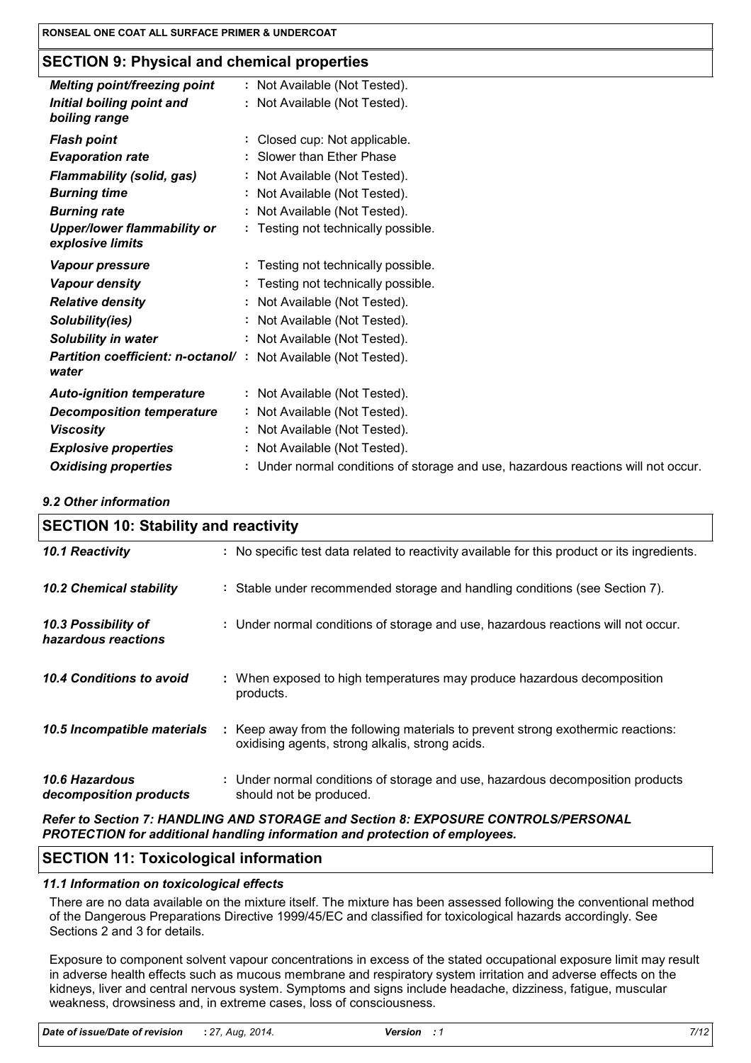## SECTION 9: Physical and chemical properties

| | |
|---|---|
| ***Melting point/freezing point*** | : Not Available (Not Tested). |
| ***Initial boiling point and boiling range*** | : Not Available (Not Tested). |
| ***Flash point*** | : Closed cup: Not applicable. |
| ***Evaporation rate*** | : Slower than Ether Phase |
| ***Flammability (solid, gas)*** | : Not Available (Not Tested). |
| ***Burning time*** | : Not Available (Not Tested). |
| ***Burning rate*** | : Not Available (Not Tested). |
| ***Upper/lower flammability or explosive limits*** | : Testing not technically possible. |
| ***Vapour pressure*** | : Testing not technically possible. |
| ***Vapour density*** | : Testing not technically possible. |
| ***Relative density*** | : Not Available (Not Tested). |
| ***Solubility(ies)*** | : Not Available (Not Tested). |
| ***Solubility in water*** | : Not Available (Not Tested). |
| ***Partition coefficient: n-octanol/ water*** | : Not Available (Not Tested). |
| ***Auto-ignition temperature*** | : Not Available (Not Tested). |
| ***Decomposition temperature*** | : Not Available (Not Tested). |
| ***Viscosity*** | : Not Available (Not Tested). |
| ***Explosive properties*** | : Not Available (Not Tested). |
| ***Oxidising properties*** | : Under normal conditions of storage and use, hazardous reactions will not occur. |

***9.2 Other information***

## SECTION 10: Stability and reactivity

| | |
|---|---|
| ***10.1 Reactivity*** | : No specific test data related to reactivity available for this product or its ingredients. |
| ***10.2 Chemical stability*** | : Stable under recommended storage and handling conditions (see Section 7). |
| ***10.3 Possibility of hazardous reactions*** | : Under normal conditions of storage and use, hazardous reactions will not occur. |
| ***10.4 Conditions to avoid*** | : When exposed to high temperatures may produce hazardous decomposition products. |
| ***10.5 Incompatible materials*** | : Keep away from the following materials to prevent strong exothermic reactions: oxidising agents, strong alkalis, strong acids. |
| ***10.6 Hazardous decomposition products*** | : Under normal conditions of storage and use, hazardous decomposition products should not be produced. |

***Refer to Section 7: HANDLING AND STORAGE and Section 8: EXPOSURE CONTROLS/PERSONAL PROTECTION for additional handling information and protection of employees.***

## SECTION 11: Toxicological information

***11.1 Information on toxicological effects***

There are no data available on the mixture itself. The mixture has been assessed following the conventional method of the Dangerous Preparations Directive 1999/45/EC and classified for toxicological hazards accordingly. See Sections 2 and 3 for details.

Exposure to component solvent vapour concentrations in excess of the stated occupational exposure limit may result in adverse health effects such as mucous membrane and respiratory system irritation and adverse effects on the kidneys, liver and central nervous system. Symptoms and signs include headache, dizziness, fatigue, muscular weakness, drowsiness and, in extreme cases, loss of consciousness.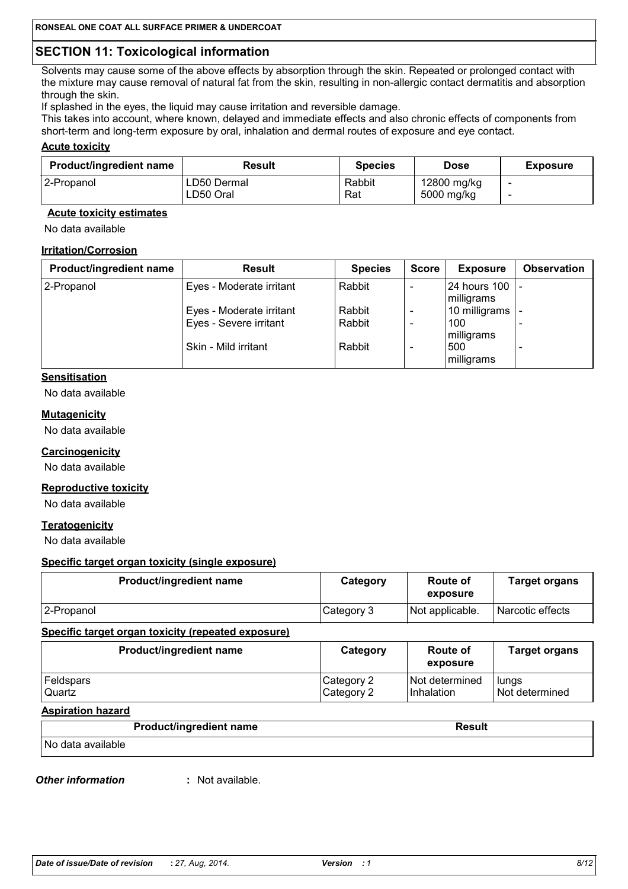## SECTION 11: Toxicological information

Solvents may cause some of the above effects by absorption through the skin. Repeated or prolonged contact with the mixture may cause removal of natural fat from the skin, resulting in non-allergic contact dermatitis and absorption through the skin.

If splashed in the eyes, the liquid may cause irritation and reversible damage.

This takes into account, where known, delayed and immediate effects and also chronic effects of components from short-term and long-term exposure by oral, inhalation and dermal routes of exposure and eye contact.

**Acute toxicity**

| Product/ingredient name | Result | Species | Dose | Exposure |
|---|---|---|---|---|
| 2-Propanol | LD50 Dermal<br>LD50 Oral | Rabbit<br>Rat | 12800 mg/kg<br>5000 mg/kg | -<br>- |

**Acute toxicity estimates**

No data available

**Irritation/Corrosion**

| Product/ingredient name | Result | Species | Score | Exposure | Observation |
|---|---|---|---|---|---|
| 2-Propanol | Eyes - Moderate irritant | Rabbit | - | 24 hours 100 milligrams | - |
| | Eyes - Moderate irritant | Rabbit | - | 10 milligrams | - |
| | Eyes - Severe irritant | Rabbit | - | 100 milligrams | - |
| | Skin - Mild irritant | Rabbit | - | 500 milligrams | - |

**Sensitisation**

No data available

**Mutagenicity**

No data available

**Carcinogenicity**

No data available

**Reproductive toxicity**

No data available

**Teratogenicity**

No data available

**Specific target organ toxicity (single exposure)**

| Product/ingredient name | Category | Route of exposure | Target organs |
|---|---|---|---|
| 2-Propanol | Category 3 | Not applicable. | Narcotic effects |

**Specific target organ toxicity (repeated exposure)**

| Product/ingredient name | Category | Route of exposure | Target organs |
|---|---|---|---|
| Feldspars | Category 2 | Not determined | lungs |
| Quartz | Category 2 | Inhalation | Not determined |

**Aspiration hazard**

| Product/ingredient name | Result |
|---|---|
| No data available | |

***Other information*** : Not available.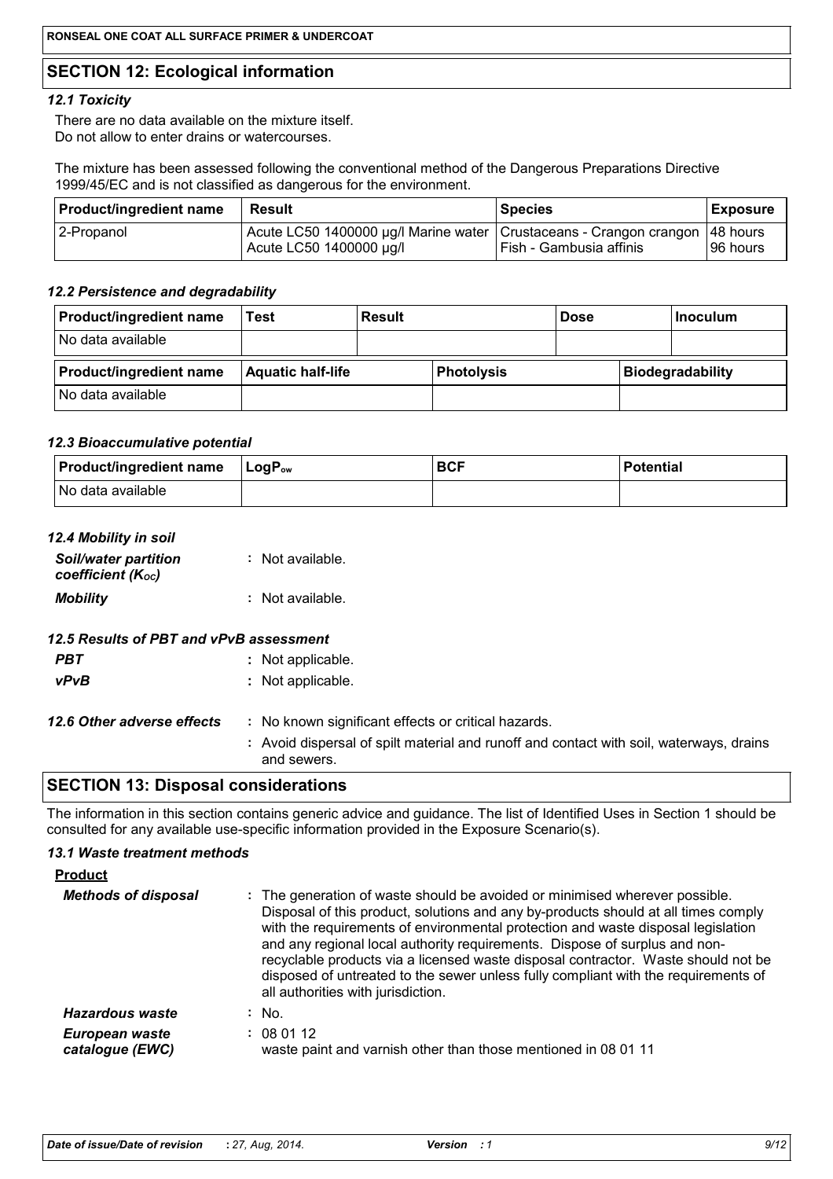## SECTION 12: Ecological information

### *12.1 Toxicity*

There are no data available on the mixture itself.
Do not allow to enter drains or watercourses.

The mixture has been assessed following the conventional method of the Dangerous Preparations Directive 1999/45/EC and is not classified as dangerous for the environment.

| Product/ingredient name | Result | Species | Exposure |
|---|---|---|---|
| 2-Propanol | Acute LC50 1400000 µg/l Marine water<br>Acute LC50 1400000 µg/l | Crustaceans - Crangon crangon<br>Fish - Gambusia affinis | 48 hours<br>96 hours |

### *12.2 Persistence and degradability*

| Product/ingredient name | Test | Result | Dose | Inoculum |
|---|---|---|---|---|
| No data available | | | | |

| Product/ingredient name | Aquatic half-life | Photolysis | Biodegradability |
|---|---|---|---|
| No data available | | | |

### *12.3 Bioaccumulative potential*

| Product/ingredient name | $LogP_{ow}$ | BCF | Potential |
|---|---|---|---|
| No data available | | | |

### *12.4 Mobility in soil*

***Soil/water partition coefficient ($K_{OC}$)*** : Not available.

***Mobility*** : Not available.

### *12.5 Results of PBT and vPvB assessment*

***PBT*** : Not applicable.

***vPvB*** : Not applicable.

***12.6 Other adverse effects*** : No known significant effects or critical hazards.

: Avoid dispersal of spilt material and runoff and contact with soil, waterways, drains and sewers.

## SECTION 13: Disposal considerations

The information in this section contains generic advice and guidance. The list of Identified Uses in Section 1 should be consulted for any available use-specific information provided in the Exposure Scenario(s).

### *13.1 Waste treatment methods*

**Product**

***Methods of disposal*** : The generation of waste should be avoided or minimised wherever possible. Disposal of this product, solutions and any by-products should at all times comply with the requirements of environmental protection and waste disposal legislation and any regional local authority requirements. Dispose of surplus and non-recyclable products via a licensed waste disposal contractor. Waste should not be disposed of untreated to the sewer unless fully compliant with the requirements of all authorities with jurisdiction.

***Hazardous waste*** : No.

***European waste catalogue (EWC)*** : 08 01 12
waste paint and varnish other than those mentioned in 08 01 11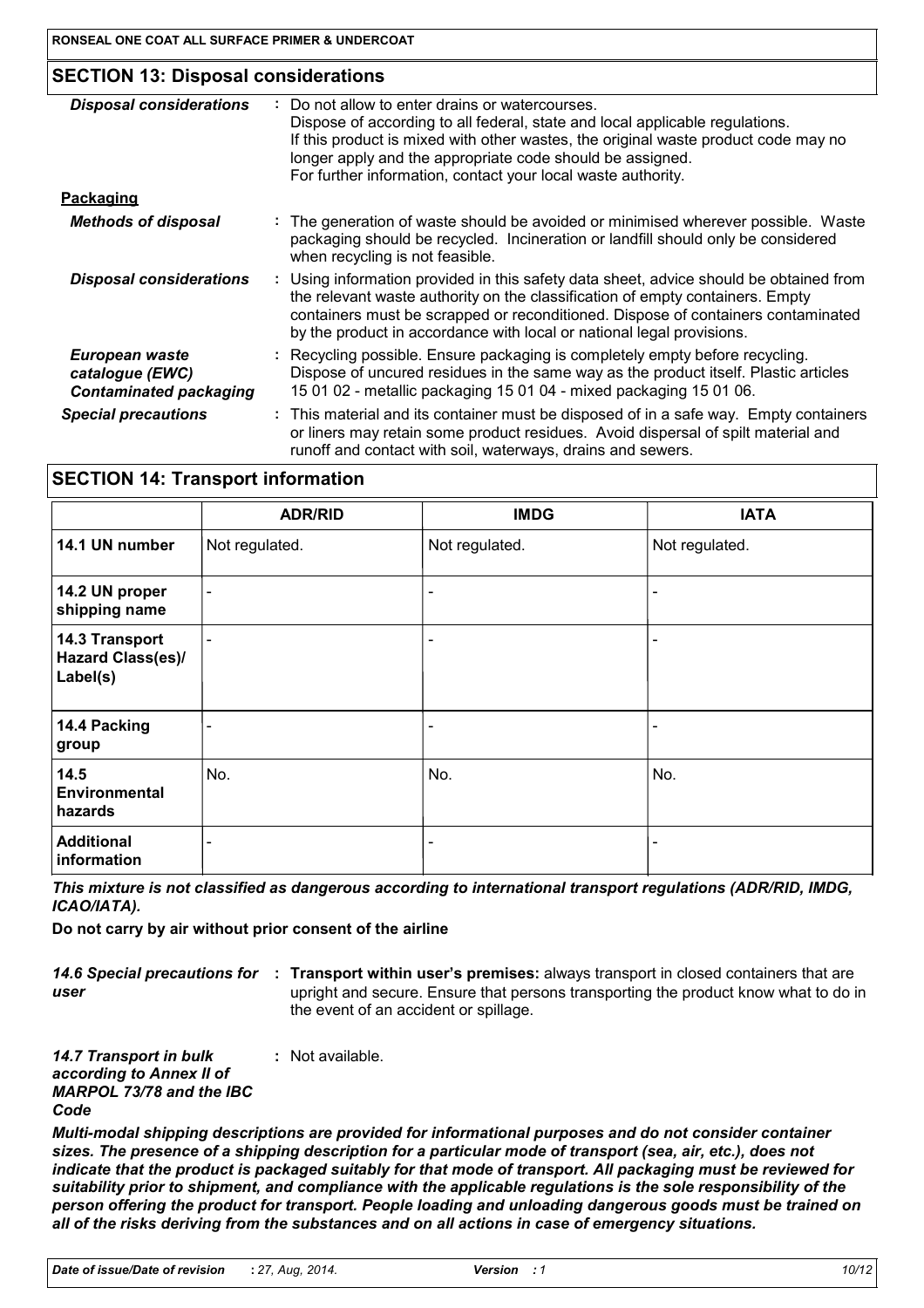## SECTION 13: Disposal considerations

| | |
|---|---|
| ***Disposal considerations*** | : Do not allow to enter drains or watercourses. Dispose of according to all federal, state and local applicable regulations. If this product is mixed with other wastes, the original waste product code may no longer apply and the appropriate code should be assigned. For further information, contact your local waste authority. |

**Packaging**

| | |
|---|---|
| ***Methods of disposal*** | : The generation of waste should be avoided or minimised wherever possible. Waste packaging should be recycled. Incineration or landfill should only be considered when recycling is not feasible. |
| ***Disposal considerations*** | : Using information provided in this safety data sheet, advice should be obtained from the relevant waste authority on the classification of empty containers. Empty containers must be scrapped or reconditioned. Dispose of containers contaminated by the product in accordance with local or national legal provisions. |
| ***European waste catalogue (EWC) Contaminated packaging*** | : Recycling possible. Ensure packaging is completely empty before recycling. Dispose of uncured residues in the same way as the product itself. Plastic articles 15 01 02 - metallic packaging 15 01 04 - mixed packaging 15 01 06. |
| ***Special precautions*** | : This material and its container must be disposed of in a safe way. Empty containers or liners may retain some product residues. Avoid dispersal of spilt material and runoff and contact with soil, waterways, drains and sewers. |

## SECTION 14: Transport information

| | ADR/RID | IMDG | IATA |
|---|---|---|---|
| **14.1 UN number** | Not regulated. | Not regulated. | Not regulated. |
| **14.2 UN proper shipping name** | - | - | - |
| **14.3 Transport Hazard Class(es)/ Label(s)** | - | - | - |
| **14.4 Packing group** | - | - | - |
| **14.5 Environmental hazards** | No. | No. | No. |
| **Additional information** | - | - | - |

***This mixture is not classified as dangerous according to international transport regulations (ADR/RID, IMDG, ICAO/IATA).***

**Do not carry by air without prior consent of the airline**

| | |
|---|---|
| ***14.6 Special precautions for user*** | : **Transport within user's premises:** always transport in closed containers that are upright and secure. Ensure that persons transporting the product know what to do in the event of an accident or spillage. |
| ***14.7 Transport in bulk according to Annex II of MARPOL 73/78 and the IBC Code*** | : Not available. |

***Multi-modal shipping descriptions are provided for informational purposes and do not consider container sizes. The presence of a shipping description for a particular mode of transport (sea, air, etc.), does not indicate that the product is packaged suitably for that mode of transport. All packaging must be reviewed for suitability prior to shipment, and compliance with the applicable regulations is the sole responsibility of the person offering the product for transport. People loading and unloading dangerous goods must be trained on all of the risks deriving from the substances and on all actions in case of emergency situations.***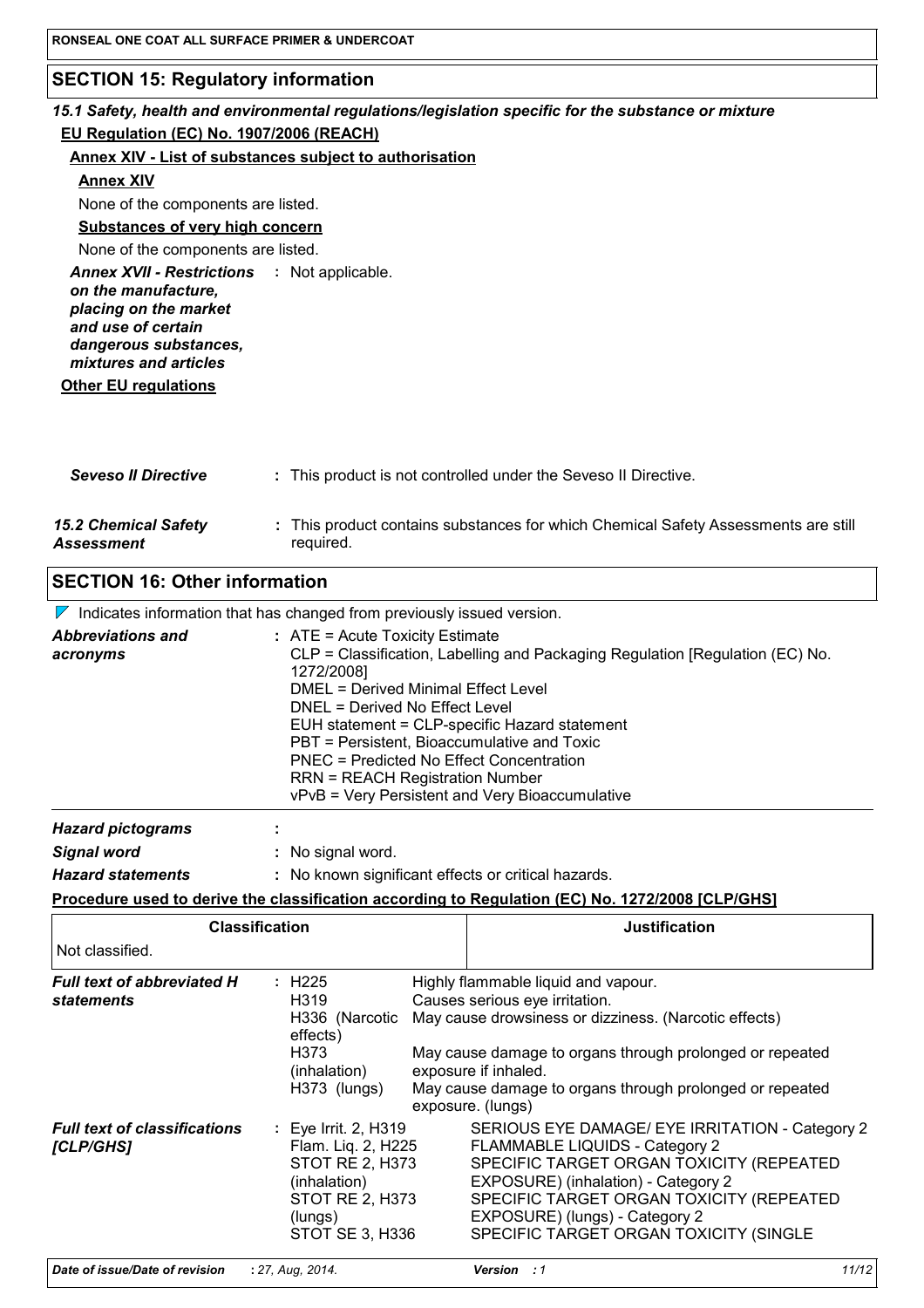## SECTION 15: Regulatory information

### *15.1 Safety, health and environmental regulations/legislation specific for the substance or mixture*

**EU Regulation (EC) No. 1907/2006 (REACH)**

**Annex XIV - List of substances subject to authorisation**

**Annex XIV**

None of the components are listed.

**Substances of very high concern**

None of the components are listed.

***Annex XVII - Restrictions on the manufacture, placing on the market and use of certain dangerous substances, mixtures and articles*** : Not applicable.

**Other EU regulations**

***Seveso II Directive*** : This product is not controlled under the Seveso II Directive.

***15.2 Chemical Safety Assessment*** : This product contains substances for which Chemical Safety Assessments are still required.

## SECTION 16: Other information

Indicates information that has changed from previously issued version.

***Abbreviations and acronyms*** :
ATE = Acute Toxicity Estimate
CLP = Classification, Labelling and Packaging Regulation [Regulation (EC) No. 1272/2008]
DMEL = Derived Minimal Effect Level
DNEL = Derived No Effect Level
EUH statement = CLP-specific Hazard statement
PBT = Persistent, Bioaccumulative and Toxic
PNEC = Predicted No Effect Concentration
RRN = REACH Registration Number
vPvB = Very Persistent and Very Bioaccumulative

***Hazard pictograms*** :

***Signal word*** : No signal word.

***Hazard statements*** : No known significant effects or critical hazards.

**Procedure used to derive the classification according to Regulation (EC) No. 1272/2008 [CLP/GHS]**

| Classification | Justification |
|---|---|
| Not classified. | |

***Full text of abbreviated H statements*** :

| | |
|---|---|
| H225 | Highly flammable liquid and vapour. |
| H319 | Causes serious eye irritation. |
| H336 (Narcotic effects) | May cause drowsiness or dizziness. (Narcotic effects) |
| H373 (inhalation) | May cause damage to organs through prolonged or repeated exposure if inhaled. |
| H373 (lungs) | May cause damage to organs through prolonged or repeated exposure. (lungs) |

***Full text of classifications [CLP/GHS]*** :

| | |
|---|---|
| Eye Irrit. 2, H319 | SERIOUS EYE DAMAGE/ EYE IRRITATION - Category 2 |
| Flam. Liq. 2, H225 | FLAMMABLE LIQUIDS - Category 2 |
| STOT RE 2, H373 (inhalation) | SPECIFIC TARGET ORGAN TOXICITY (REPEATED EXPOSURE) (inhalation) - Category 2 |
| STOT RE 2, H373 (lungs) | SPECIFIC TARGET ORGAN TOXICITY (REPEATED EXPOSURE) (lungs) - Category 2 |
| STOT SE 3, H336 | SPECIFIC TARGET ORGAN TOXICITY (SINGLE |

***Date of issue/Date of revision*** : 27, Aug, 2014. ***Version*** : 1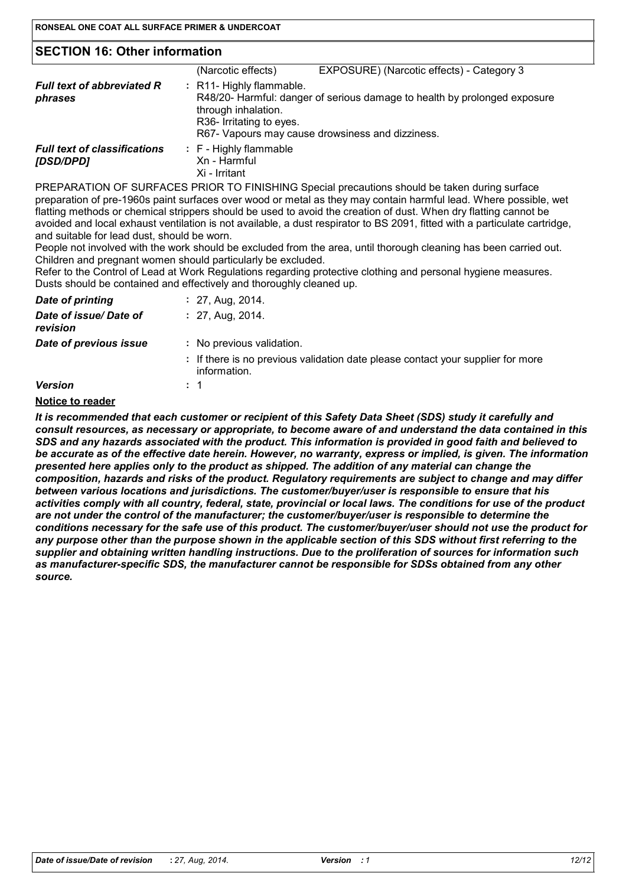## SECTION 16: Other information

| | | |
|---|---|---|
| | (Narcotic effects) | EXPOSURE) (Narcotic effects) - Category 3 |
| ***Full text of abbreviated R phrases*** | : R11- Highly flammable.<br>R48/20- Harmful: danger of serious damage to health by prolonged exposure through inhalation.<br>R36- Irritating to eyes.<br>R67- Vapours may cause drowsiness and dizziness. | |
| ***Full text of classifications [DSD/DPD]*** | : F - Highly flammable<br>Xn - Harmful<br>Xi - Irritant | |

PREPARATION OF SURFACES PRIOR TO FINISHING Special precautions should be taken during surface preparation of pre-1960s paint surfaces over wood or metal as they may contain harmful lead. Where possible, wet flatting methods or chemical strippers should be used to avoid the creation of dust. When dry flatting cannot be avoided and local exhaust ventilation is not available, a dust respirator to BS 2091, fitted with a particulate cartridge, and suitable for lead dust, should be worn.
People not involved with the work should be excluded from the area, until thorough cleaning has been carried out. Children and pregnant women should particularly be excluded.
Refer to the Control of Lead at Work Regulations regarding protective clothing and personal hygiene measures. Dusts should be contained and effectively and thoroughly cleaned up.

| | |
|---|---|
| ***Date of printing*** | : 27, Aug, 2014. |
| ***Date of issue/ Date of revision*** | : 27, Aug, 2014. |
| ***Date of previous issue*** | : No previous validation. |
| | : If there is no previous validation date please contact your supplier for more information. |
| ***Version*** | : 1 |

**Notice to reader**

***It is recommended that each customer or recipient of this Safety Data Sheet (SDS) study it carefully and consult resources, as necessary or appropriate, to become aware of and understand the data contained in this SDS and any hazards associated with the product. This information is provided in good faith and believed to be accurate as of the effective date herein. However, no warranty, express or implied, is given. The information presented here applies only to the product as shipped. The addition of any material can change the composition, hazards and risks of the product. Regulatory requirements are subject to change and may differ between various locations and jurisdictions. The customer/buyer/user is responsible to ensure that his activities comply with all country, federal, state, provincial or local laws. The conditions for use of the product are not under the control of the manufacturer; the customer/buyer/user is responsible to determine the conditions necessary for the safe use of this product. The customer/buyer/user should not use the product for any purpose other than the purpose shown in the applicable section of this SDS without first referring to the supplier and obtaining written handling instructions. Due to the proliferation of sources for information such as manufacturer-specific SDS, the manufacturer cannot be responsible for SDSs obtained from any other source.***